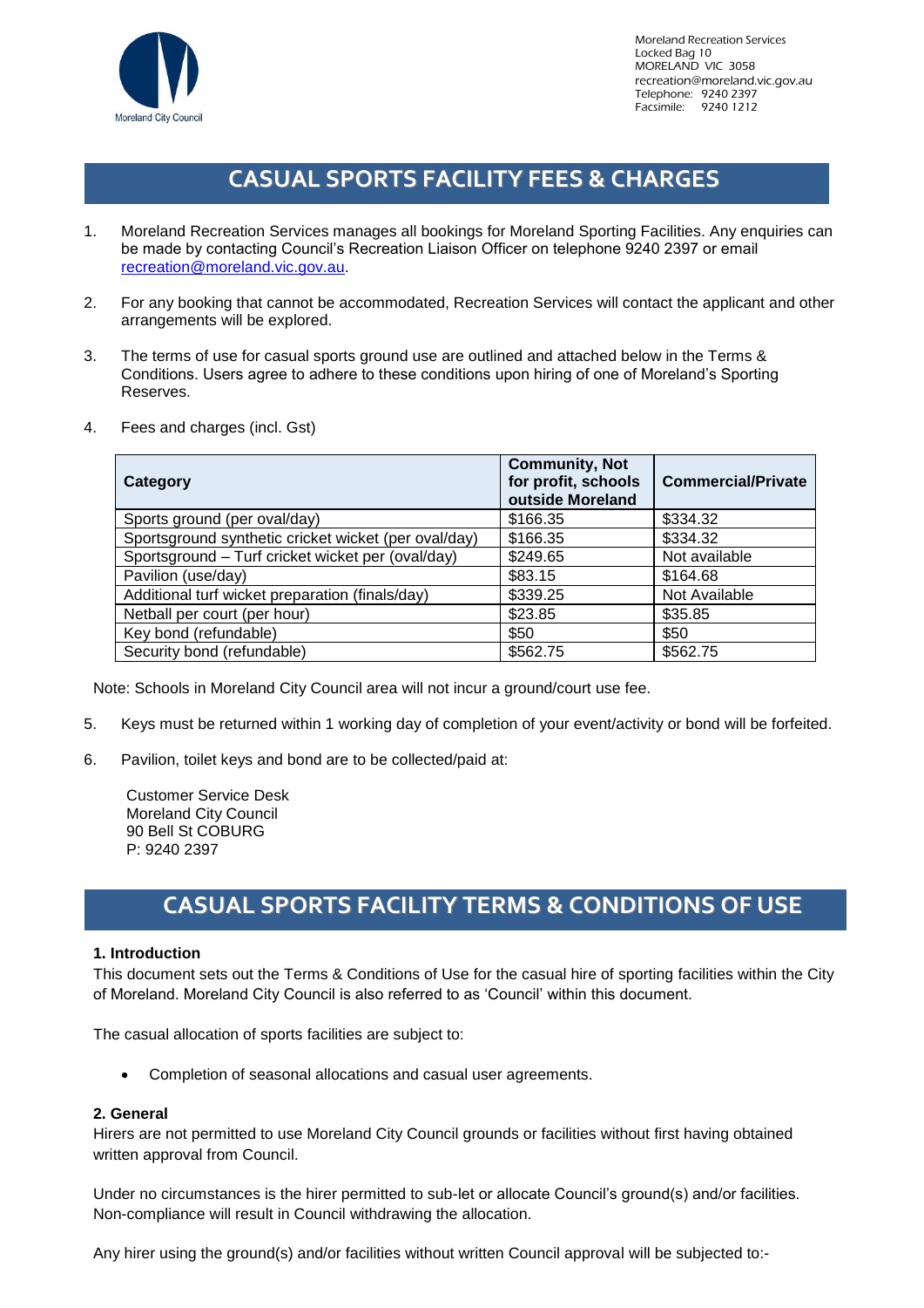Moreland City Council

Moreland Recreation Services
Locked Bag 10
MORELAND VIC 3058
recreation@moreland.vic.gov.au
Telephone: 9240 2397
Facsimile: 9240 1212

# CASUAL SPORTS FACILITY FEES & CHARGES

1. Moreland Recreation Services manages all bookings for Moreland Sporting Facilities. Any enquiries can be made by contacting Council's Recreation Liaison Officer on telephone 9240 2397 or email recreation@moreland.vic.gov.au.

2. For any booking that cannot be accommodated, Recreation Services will contact the applicant and other arrangements will be explored.

3. The terms of use for casual sports ground use are outlined and attached below in the Terms & Conditions. Users agree to adhere to these conditions upon hiring of one of Moreland's Sporting Reserves.

4. Fees and charges (incl. Gst)

| Category | Community, Not for profit, schools outside Moreland | Commercial/Private |
|---|---|---|
| Sports ground (per oval/day) | $166.35 | $334.32 |
| Sportsground synthetic cricket wicket (per oval/day) | $166.35 | $334.32 |
| Sportsground – Turf cricket wicket per (oval/day) | $249.65 | Not available |
| Pavilion (use/day) | $83.15 | $164.68 |
| Additional turf wicket preparation (finals/day) | $339.25 | Not Available |
| Netball per court (per hour) | $23.85 | $35.85 |
| Key bond (refundable) | $50 | $50 |
| Security bond (refundable) | $562.75 | $562.75 |

Note: Schools in Moreland City Council area will not incur a ground/court use fee.

5. Keys must be returned within 1 working day of completion of your event/activity or bond will be forfeited.

6. Pavilion, toilet keys and bond are to be collected/paid at:

   Customer Service Desk
   Moreland City Council
   90 Bell St COBURG
   P: 9240 2397

# CASUAL SPORTS FACILITY TERMS & CONDITIONS OF USE

**1. Introduction**

This document sets out the Terms & Conditions of Use for the casual hire of sporting facilities within the City of Moreland. Moreland City Council is also referred to as 'Council' within this document.

The casual allocation of sports facilities are subject to:

- Completion of seasonal allocations and casual user agreements.

**2. General**

Hirers are not permitted to use Moreland City Council grounds or facilities without first having obtained written approval from Council.

Under no circumstances is the hirer permitted to sub-let or allocate Council's ground(s) and/or facilities. Non-compliance will result in Council withdrawing the allocation.

Any hirer using the ground(s) and/or facilities without written Council approval will be subjected to:-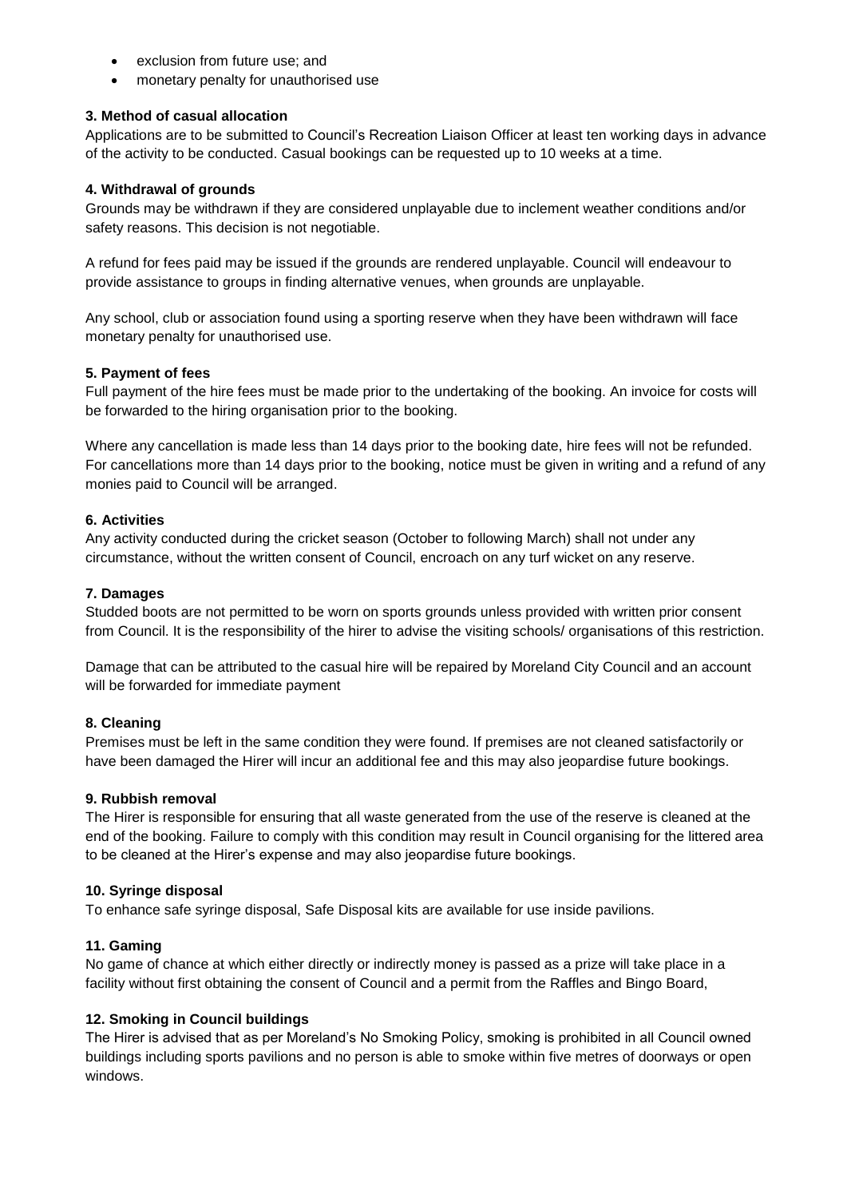- exclusion from future use; and
- monetary penalty for unauthorised use

**3. Method of casual allocation**

Applications are to be submitted to Council's Recreation Liaison Officer at least ten working days in advance of the activity to be conducted. Casual bookings can be requested up to 10 weeks at a time.

**4. Withdrawal of grounds**

Grounds may be withdrawn if they are considered unplayable due to inclement weather conditions and/or safety reasons. This decision is not negotiable.

A refund for fees paid may be issued if the grounds are rendered unplayable. Council will endeavour to provide assistance to groups in finding alternative venues, when grounds are unplayable.

Any school, club or association found using a sporting reserve when they have been withdrawn will face monetary penalty for unauthorised use.

**5. Payment of fees**

Full payment of the hire fees must be made prior to the undertaking of the booking. An invoice for costs will be forwarded to the hiring organisation prior to the booking.

Where any cancellation is made less than 14 days prior to the booking date, hire fees will not be refunded. For cancellations more than 14 days prior to the booking, notice must be given in writing and a refund of any monies paid to Council will be arranged.

**6. Activities**

Any activity conducted during the cricket season (October to following March) shall not under any circumstance, without the written consent of Council, encroach on any turf wicket on any reserve.

**7. Damages**

Studded boots are not permitted to be worn on sports grounds unless provided with written prior consent from Council. It is the responsibility of the hirer to advise the visiting schools/ organisations of this restriction.

Damage that can be attributed to the casual hire will be repaired by Moreland City Council and an account will be forwarded for immediate payment

**8. Cleaning**

Premises must be left in the same condition they were found. If premises are not cleaned satisfactorily or have been damaged the Hirer will incur an additional fee and this may also jeopardise future bookings.

**9. Rubbish removal**

The Hirer is responsible for ensuring that all waste generated from the use of the reserve is cleaned at the end of the booking. Failure to comply with this condition may result in Council organising for the littered area to be cleaned at the Hirer's expense and may also jeopardise future bookings.

**10. Syringe disposal**

To enhance safe syringe disposal, Safe Disposal kits are available for use inside pavilions.

**11. Gaming**

No game of chance at which either directly or indirectly money is passed as a prize will take place in a facility without first obtaining the consent of Council and a permit from the Raffles and Bingo Board,

**12. Smoking in Council buildings**

The Hirer is advised that as per Moreland's No Smoking Policy, smoking is prohibited in all Council owned buildings including sports pavilions and no person is able to smoke within five metres of doorways or open windows.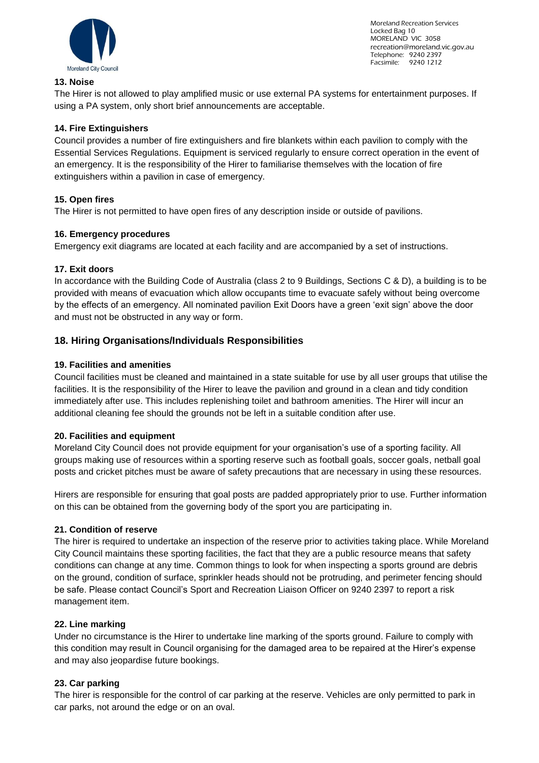### 13. Noise

The Hirer is not allowed to play amplified music or use external PA systems for entertainment purposes. If using a PA system, only short brief announcements are acceptable.

### 14. Fire Extinguishers

Council provides a number of fire extinguishers and fire blankets within each pavilion to comply with the Essential Services Regulations. Equipment is serviced regularly to ensure correct operation in the event of an emergency. It is the responsibility of the Hirer to familiarise themselves with the location of fire extinguishers within a pavilion in case of emergency.

### 15. Open fires

The Hirer is not permitted to have open fires of any description inside or outside of pavilions.

### 16. Emergency procedures

Emergency exit diagrams are located at each facility and are accompanied by a set of instructions.

### 17. Exit doors

In accordance with the Building Code of Australia (class 2 to 9 Buildings, Sections C & D), a building is to be provided with means of evacuation which allow occupants time to evacuate safely without being overcome by the effects of an emergency. All nominated pavilion Exit Doors have a green 'exit sign' above the door and must not be obstructed in any way or form.

## 18. Hiring Organisations/Individuals Responsibilities

### 19. Facilities and amenities

Council facilities must be cleaned and maintained in a state suitable for use by all user groups that utilise the facilities. It is the responsibility of the Hirer to leave the pavilion and ground in a clean and tidy condition immediately after use. This includes replenishing toilet and bathroom amenities. The Hirer will incur an additional cleaning fee should the grounds not be left in a suitable condition after use.

### 20. Facilities and equipment

Moreland City Council does not provide equipment for your organisation's use of a sporting facility. All groups making use of resources within a sporting reserve such as football goals, soccer goals, netball goal posts and cricket pitches must be aware of safety precautions that are necessary in using these resources.

Hirers are responsible for ensuring that goal posts are padded appropriately prior to use. Further information on this can be obtained from the governing body of the sport you are participating in.

### 21. Condition of reserve

The hirer is required to undertake an inspection of the reserve prior to activities taking place. While Moreland City Council maintains these sporting facilities, the fact that they are a public resource means that safety conditions can change at any time. Common things to look for when inspecting a sports ground are debris on the ground, condition of surface, sprinkler heads should not be protruding, and perimeter fencing should be safe. Please contact Council's Sport and Recreation Liaison Officer on 9240 2397 to report a risk management item.

### 22. Line marking

Under no circumstance is the Hirer to undertake line marking of the sports ground. Failure to comply with this condition may result in Council organising for the damaged area to be repaired at the Hirer's expense and may also jeopardise future bookings.

### 23. Car parking

The hirer is responsible for the control of car parking at the reserve. Vehicles are only permitted to park in car parks, not around the edge or on an oval.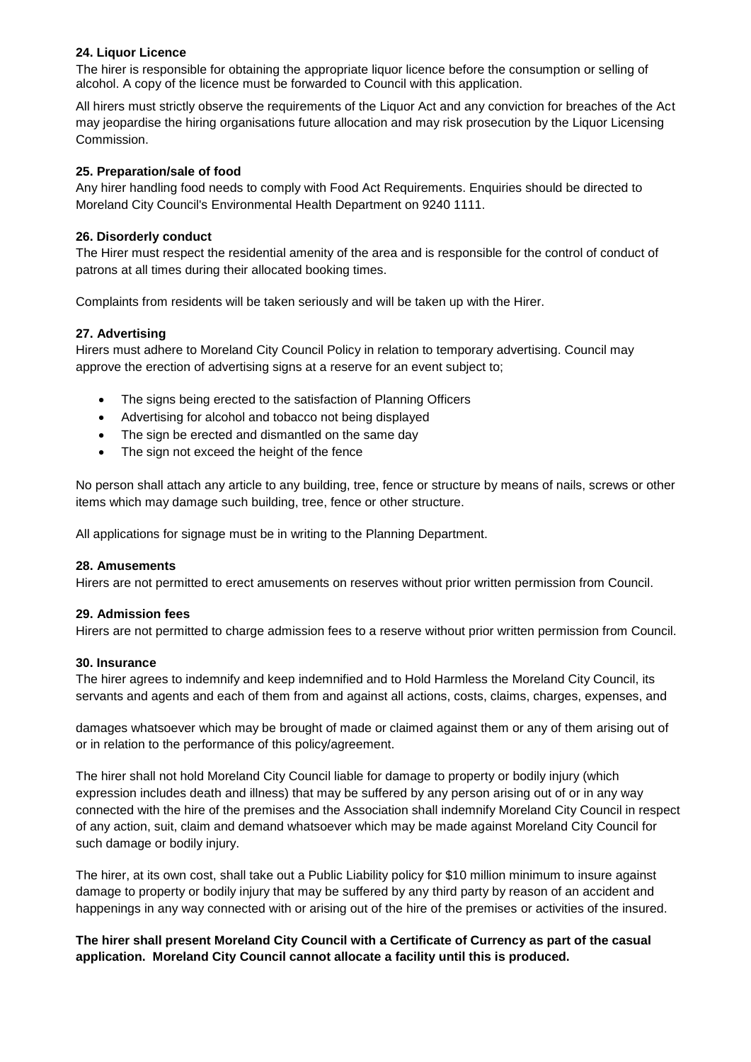### 24. Liquor Licence

The hirer is responsible for obtaining the appropriate liquor licence before the consumption or selling of alcohol. A copy of the licence must be forwarded to Council with this application.

All hirers must strictly observe the requirements of the Liquor Act and any conviction for breaches of the Act may jeopardise the hiring organisations future allocation and may risk prosecution by the Liquor Licensing Commission.

### 25. Preparation/sale of food

Any hirer handling food needs to comply with Food Act Requirements. Enquiries should be directed to Moreland City Council's Environmental Health Department on 9240 1111.

### 26. Disorderly conduct

The Hirer must respect the residential amenity of the area and is responsible for the control of conduct of patrons at all times during their allocated booking times.

Complaints from residents will be taken seriously and will be taken up with the Hirer.

### 27. Advertising

Hirers must adhere to Moreland City Council Policy in relation to temporary advertising. Council may approve the erection of advertising signs at a reserve for an event subject to;

- The signs being erected to the satisfaction of Planning Officers
- Advertising for alcohol and tobacco not being displayed
- The sign be erected and dismantled on the same day
- The sign not exceed the height of the fence

No person shall attach any article to any building, tree, fence or structure by means of nails, screws or other items which may damage such building, tree, fence or other structure.

All applications for signage must be in writing to the Planning Department.

### 28. Amusements

Hirers are not permitted to erect amusements on reserves without prior written permission from Council.

### 29. Admission fees

Hirers are not permitted to charge admission fees to a reserve without prior written permission from Council.

### 30. Insurance

The hirer agrees to indemnify and keep indemnified and to Hold Harmless the Moreland City Council, its servants and agents and each of them from and against all actions, costs, claims, charges, expenses, and

damages whatsoever which may be brought of made or claimed against them or any of them arising out of or in relation to the performance of this policy/agreement.

The hirer shall not hold Moreland City Council liable for damage to property or bodily injury (which expression includes death and illness) that may be suffered by any person arising out of or in any way connected with the hire of the premises and the Association shall indemnify Moreland City Council in respect of any action, suit, claim and demand whatsoever which may be made against Moreland City Council for such damage or bodily injury.

The hirer, at its own cost, shall take out a Public Liability policy for $10 million minimum to insure against damage to property or bodily injury that may be suffered by any third party by reason of an accident and happenings in any way connected with or arising out of the hire of the premises or activities of the insured.

**The hirer shall present Moreland City Council with a Certificate of Currency as part of the casual application. Moreland City Council cannot allocate a facility until this is produced.**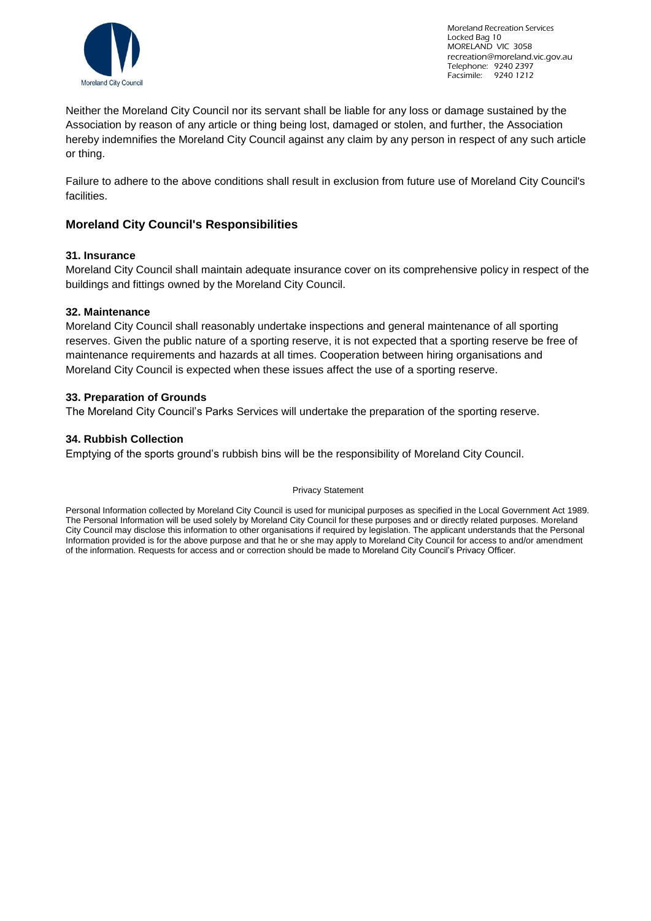Moreland Recreation Services
Locked Bag 10
MORELAND VIC 3058
recreation@moreland.vic.gov.au
Telephone: 9240 2397
Facsimile: 9240 1212

Neither the Moreland City Council nor its servant shall be liable for any loss or damage sustained by the Association by reason of any article or thing being lost, damaged or stolen, and further, the Association hereby indemnifies the Moreland City Council against any claim by any person in respect of any such article or thing.

Failure to adhere to the above conditions shall result in exclusion from future use of Moreland City Council's facilities.

## Moreland City Council's Responsibilities

**31. Insurance**

Moreland City Council shall maintain adequate insurance cover on its comprehensive policy in respect of the buildings and fittings owned by the Moreland City Council.

**32. Maintenance**

Moreland City Council shall reasonably undertake inspections and general maintenance of all sporting reserves. Given the public nature of a sporting reserve, it is not expected that a sporting reserve be free of maintenance requirements and hazards at all times. Cooperation between hiring organisations and Moreland City Council is expected when these issues affect the use of a sporting reserve.

**33. Preparation of Grounds**

The Moreland City Council's Parks Services will undertake the preparation of the sporting reserve.

**34. Rubbish Collection**

Emptying of the sports ground's rubbish bins will be the responsibility of Moreland City Council.

Privacy Statement

Personal Information collected by Moreland City Council is used for municipal purposes as specified in the Local Government Act 1989. The Personal Information will be used solely by Moreland City Council for these purposes and or directly related purposes. Moreland City Council may disclose this information to other organisations if required by legislation. The applicant understands that the Personal Information provided is for the above purpose and that he or she may apply to Moreland City Council for access to and/or amendment of the information. Requests for access and or correction should be made to Moreland City Council's Privacy Officer.